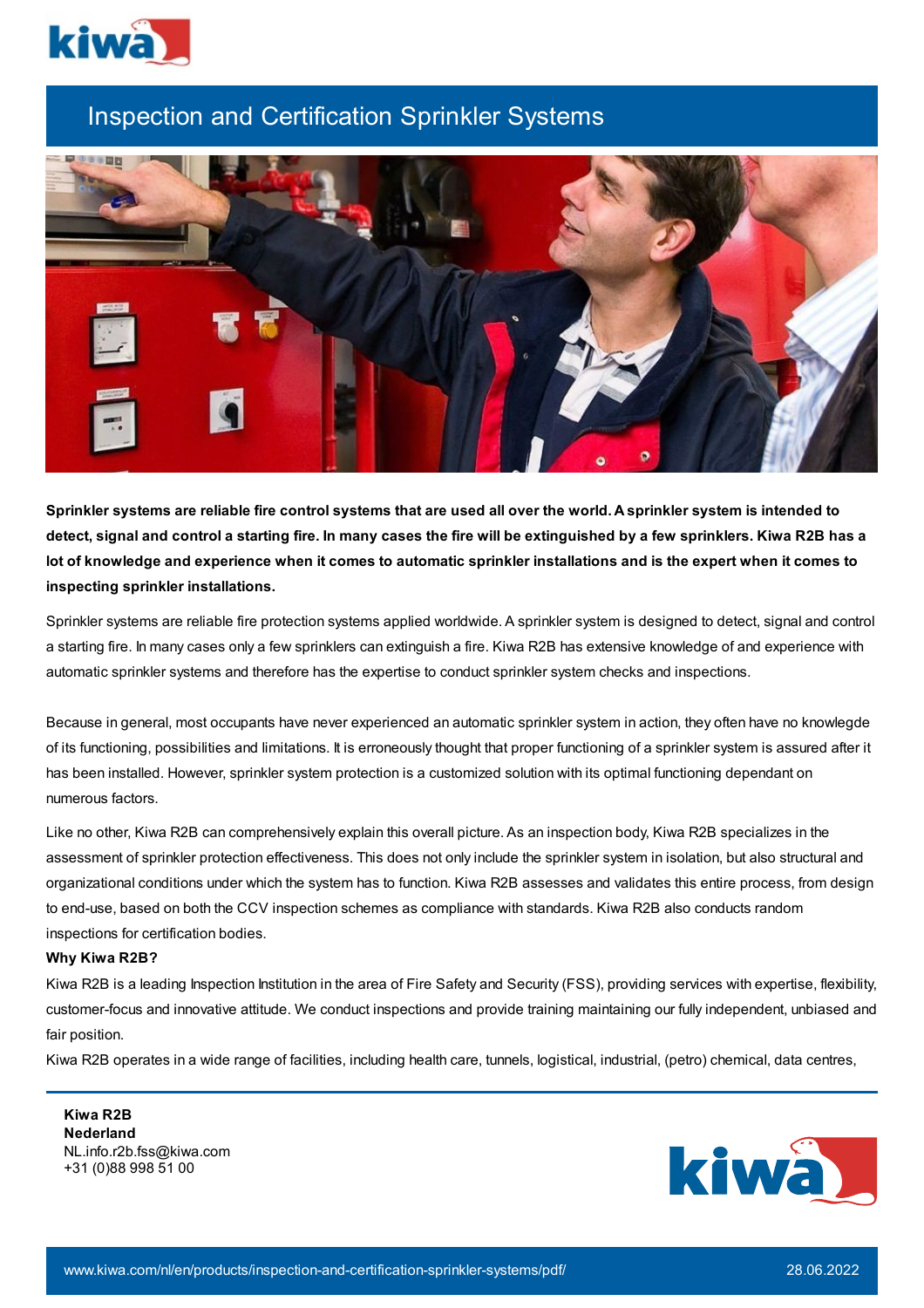# Inspection and Certification Sprinkler Systems

**Sprinkler systems are reliable fire control systems that are used all over the world. A sprinkler system is intended to detect, signal and control a starting fire. In many cases the fire will be extinguished by a few sprinklers. Kiwa R2B has a lot of knowledge and experience when it comes to automatic sprinkler installations and is the expert when it comes to inspecting sprinkler installations.**

Sprinkler systems are reliable fire protection systems applied worldwide. A sprinkler system is designed to detect, signal and control a starting fire. In many cases only a few sprinklers can extinguish a fire. Kiwa R2B has extensive knowledge of and experience with automatic sprinkler systems and therefore has the expertise to conduct sprinkler system checks and inspections.

Because in general, most occupants have never experienced an automatic sprinkler system in action, they often have no knowlegde of its functioning, possibilities and limitations. It is erroneously thought that proper functioning of a sprinkler system is assured after it has been installed. However, sprinkler system protection is a customized solution with its optimal functioning dependant on numerous factors.

Like no other, Kiwa R2B can comprehensively explain this overall picture. As an inspection body, Kiwa R2B specializes in the assessment of sprinkler protection effectiveness. This does not only include the sprinkler system in isolation, but also structural and organizational conditions under which the system has to function. Kiwa R2B assesses and validates this entire process, from design to end-use, based on both the CCV inspection schemes as compliance with standards. Kiwa R2B also conducts random inspections for certification bodies.

**Why Kiwa R2B?**

Kiwa R2B is a leading Inspection Institution in the area of Fire Safety and Security (FSS), providing services with expertise, flexibility, customer-focus and innovative attitude. We conduct inspections and provide training maintaining our fully independent, unbiased and fair position.

Kiwa R2B operates in a wide range of facilities, including health care, tunnels, logistical, industrial, (petro) chemical, data centres,

**Kiwa R2B**
**Nederland**
NL.info.r2b.fss@kiwa.com
+31 (0)88 998 51 00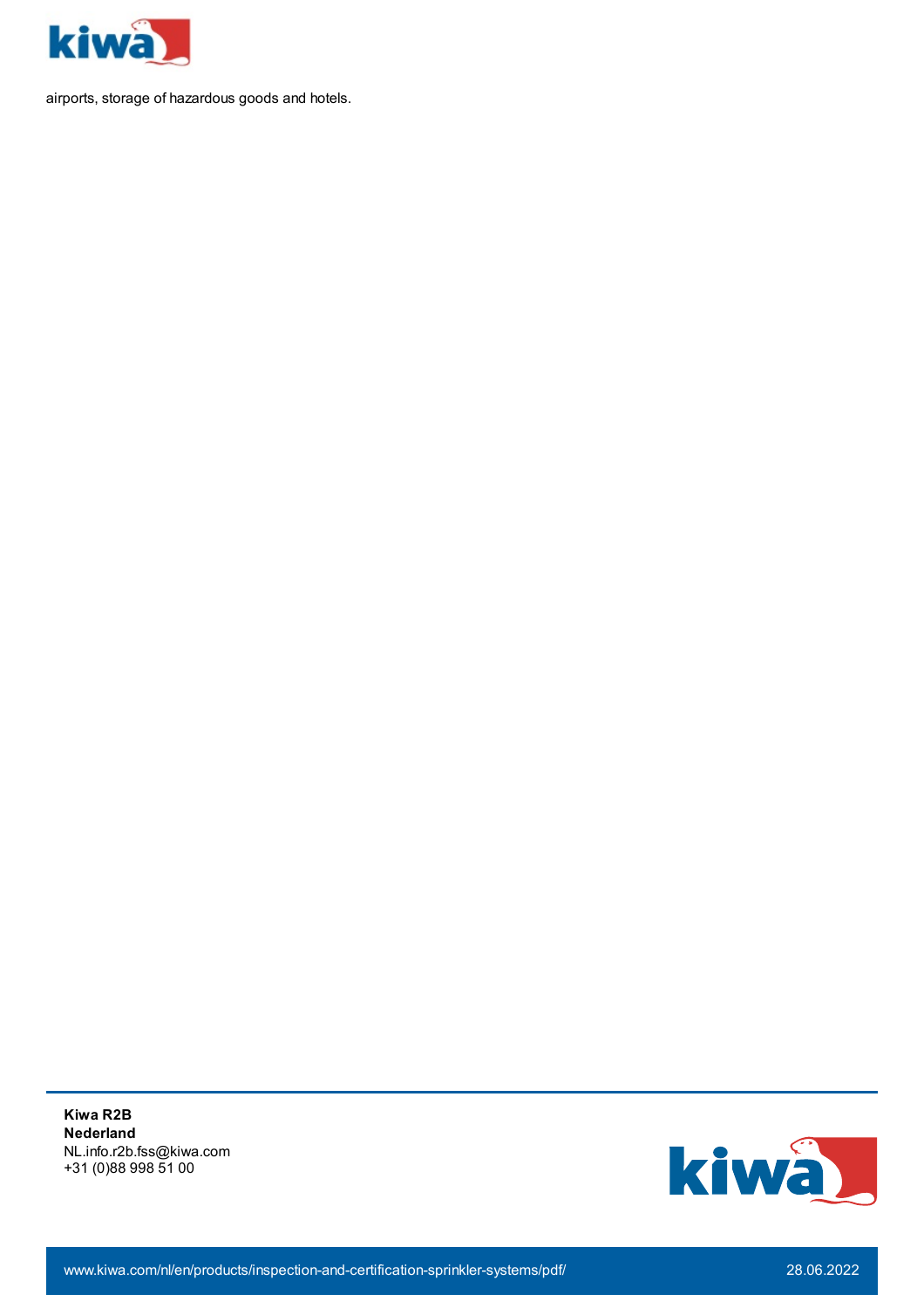airports, storage of hazardous goods and hotels.

**Kiwa R2B**
**Nederland**
NL.info.r2b.fss@kiwa.com
+31 (0)88 998 51 00

www.kiwa.com/nl/en/products/inspection-and-certification-sprinkler-systems/pdf/ 28.06.2022